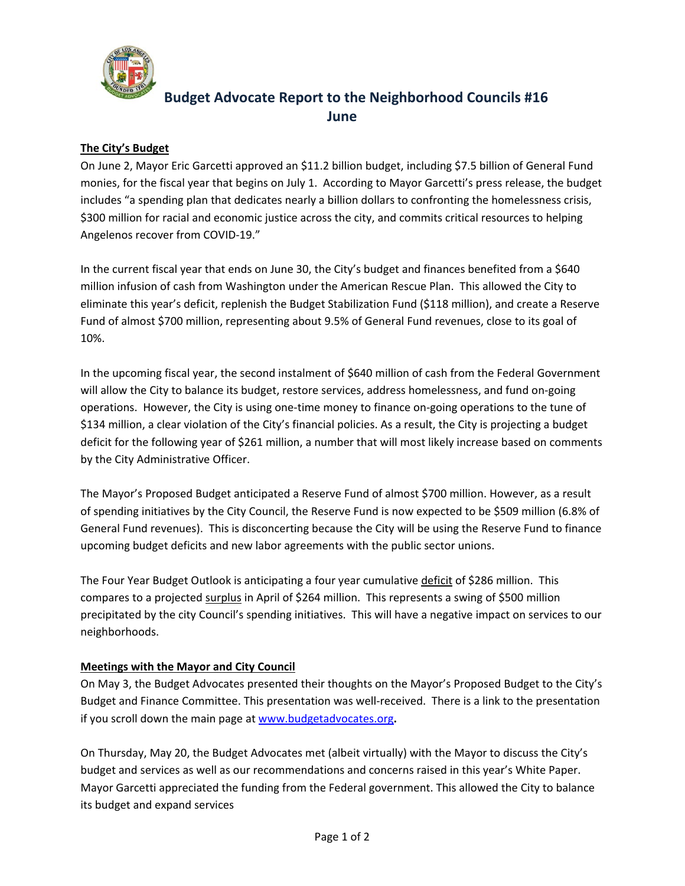# Budget Advocate Report to the Neighborhood Councils #16
## June

**The City's Budget**

On June 2, Mayor Eric Garcetti approved an $11.2 billion budget, including $7.5 billion of General Fund monies, for the fiscal year that begins on July 1. According to Mayor Garcetti's press release, the budget includes "a spending plan that dedicates nearly a billion dollars to confronting the homelessness crisis, $300 million for racial and economic justice across the city, and commits critical resources to helping Angelenos recover from COVID-19."

In the current fiscal year that ends on June 30, the City's budget and finances benefited from a $640 million infusion of cash from Washington under the American Rescue Plan. This allowed the City to eliminate this year's deficit, replenish the Budget Stabilization Fund ($118 million), and create a Reserve Fund of almost $700 million, representing about 9.5% of General Fund revenues, close to its goal of 10%.

In the upcoming fiscal year, the second instalment of $640 million of cash from the Federal Government will allow the City to balance its budget, restore services, address homelessness, and fund on-going operations. However, the City is using one-time money to finance on-going operations to the tune of $134 million, a clear violation of the City's financial policies. As a result, the City is projecting a budget deficit for the following year of $261 million, a number that will most likely increase based on comments by the City Administrative Officer.

The Mayor's Proposed Budget anticipated a Reserve Fund of almost $700 million. However, as a result of spending initiatives by the City Council, the Reserve Fund is now expected to be $509 million (6.8% of General Fund revenues). This is disconcerting because the City will be using the Reserve Fund to finance upcoming budget deficits and new labor agreements with the public sector unions.

The Four Year Budget Outlook is anticipating a four year cumulative deficit of $286 million. This compares to a projected surplus in April of $264 million. This represents a swing of $500 million precipitated by the city Council's spending initiatives. This will have a negative impact on services to our neighborhoods.

**Meetings with the Mayor and City Council**

On May 3, the Budget Advocates presented their thoughts on the Mayor's Proposed Budget to the City's Budget and Finance Committee. This presentation was well-received. There is a link to the presentation if you scroll down the main page at www.budgetadvocates.org.

On Thursday, May 20, the Budget Advocates met (albeit virtually) with the Mayor to discuss the City's budget and services as well as our recommendations and concerns raised in this year's White Paper. Mayor Garcetti appreciated the funding from the Federal government. This allowed the City to balance its budget and expand services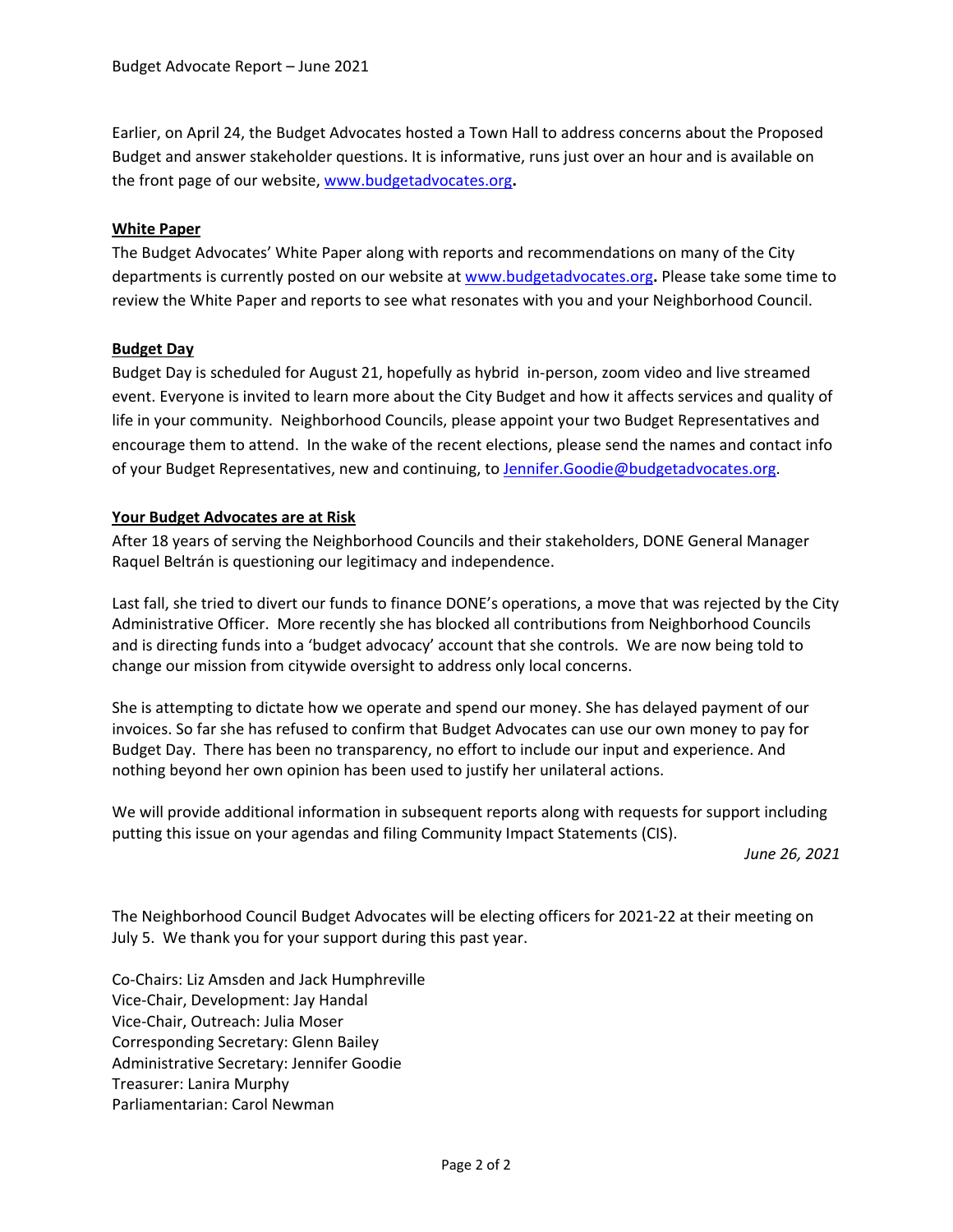Earlier, on April 24, the Budget Advocates hosted a Town Hall to address concerns about the Proposed Budget and answer stakeholder questions. It is informative, runs just over an hour and is available on the front page of our website, [www.budgetadvocates.org](http://www.budgetadvocates.org)**.**

**White Paper**

The Budget Advocates' White Paper along with reports and recommendations on many of the City departments is currently posted on our website at [www.budgetadvocates.org](http://www.budgetadvocates.org)**.** Please take some time to review the White Paper and reports to see what resonates with you and your Neighborhood Council.

**Budget Day**

Budget Day is scheduled for August 21, hopefully as hybrid in-person, zoom video and live streamed event. Everyone is invited to learn more about the City Budget and how it affects services and quality of life in your community. Neighborhood Councils, please appoint your two Budget Representatives and encourage them to attend. In the wake of the recent elections, please send the names and contact info of your Budget Representatives, new and continuing, to [Jennifer.Goodie@budgetadvocates.org](mailto:Jennifer.Goodie@budgetadvocates.org).

**Your Budget Advocates are at Risk**

After 18 years of serving the Neighborhood Councils and their stakeholders, DONE General Manager Raquel Beltrán is questioning our legitimacy and independence.

Last fall, she tried to divert our funds to finance DONE's operations, a move that was rejected by the City Administrative Officer. More recently she has blocked all contributions from Neighborhood Councils and is directing funds into a 'budget advocacy' account that she controls. We are now being told to change our mission from citywide oversight to address only local concerns.

She is attempting to dictate how we operate and spend our money. She has delayed payment of our invoices. So far she has refused to confirm that Budget Advocates can use our own money to pay for Budget Day. There has been no transparency, no effort to include our input and experience. And nothing beyond her own opinion has been used to justify her unilateral actions.

We will provide additional information in subsequent reports along with requests for support including putting this issue on your agendas and filing Community Impact Statements (CIS).

*June 26, 2021*

The Neighborhood Council Budget Advocates will be electing officers for 2021-22 at their meeting on July 5. We thank you for your support during this past year.

Co-Chairs: Liz Amsden and Jack Humphreville
Vice-Chair, Development: Jay Handal
Vice-Chair, Outreach: Julia Moser
Corresponding Secretary: Glenn Bailey
Administrative Secretary: Jennifer Goodie
Treasurer: Lanira Murphy
Parliamentarian: Carol Newman